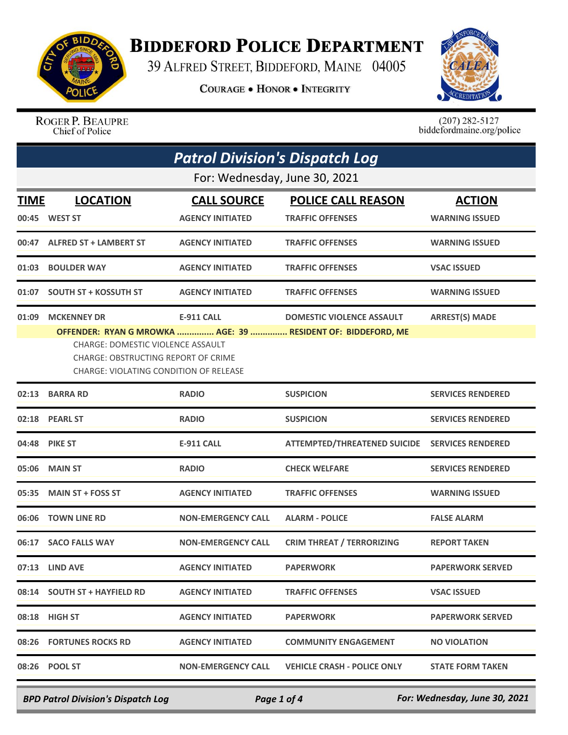# Biddeford Police Department

39 Alfred Street, Biddeford, Maine 04005

**Courage • Honor • Integrity**

Roger P. Beaupre
Chief of Police

(207) 282-5127
biddefordmaine.org/police

## *Patrol Division's Dispatch Log*

For: Wednesday, June 30, 2021

| TIME | LOCATION | CALL SOURCE | POLICE CALL REASON | ACTION |
|---|---|---|---|---|
| 00:45 | WEST ST | AGENCY INITIATED | TRAFFIC OFFENSES | WARNING ISSUED |
| 00:47 | ALFRED ST + LAMBERT ST | AGENCY INITIATED | TRAFFIC OFFENSES | WARNING ISSUED |
| 01:03 | BOULDER WAY | AGENCY INITIATED | TRAFFIC OFFENSES | VSAC ISSUED |
| 01:07 | SOUTH ST + KOSSUTH ST | AGENCY INITIATED | TRAFFIC OFFENSES | WARNING ISSUED |
| 01:09 | MCKENNEY DR | E-911 CALL | DOMESTIC VIOLENCE ASSAULT | ARREST(S) MADE |
| | OFFENDER: RYAN G MROWKA ............... AGE: 39 ............... RESIDENT OF: BIDDEFORD, ME<br>CHARGE: DOMESTIC VIOLENCE ASSAULT<br>CHARGE: OBSTRUCTING REPORT OF CRIME<br>CHARGE: VIOLATING CONDITION OF RELEASE | | | |
| 02:13 | BARRA RD | RADIO | SUSPICION | SERVICES RENDERED |
| 02:18 | PEARL ST | RADIO | SUSPICION | SERVICES RENDERED |
| 04:48 | PIKE ST | E-911 CALL | ATTEMPTED/THREATENED SUICIDE | SERVICES RENDERED |
| 05:06 | MAIN ST | RADIO | CHECK WELFARE | SERVICES RENDERED |
| 05:35 | MAIN ST + FOSS ST | AGENCY INITIATED | TRAFFIC OFFENSES | WARNING ISSUED |
| 06:06 | TOWN LINE RD | NON-EMERGENCY CALL | ALARM - POLICE | FALSE ALARM |
| 06:17 | SACO FALLS WAY | NON-EMERGENCY CALL | CRIM THREAT / TERRORIZING | REPORT TAKEN |
| 07:13 | LIND AVE | AGENCY INITIATED | PAPERWORK | PAPERWORK SERVED |
| 08:14 | SOUTH ST + HAYFIELD RD | AGENCY INITIATED | TRAFFIC OFFENSES | VSAC ISSUED |
| 08:18 | HIGH ST | AGENCY INITIATED | PAPERWORK | PAPERWORK SERVED |
| 08:26 | FORTUNES ROCKS RD | AGENCY INITIATED | COMMUNITY ENGAGEMENT | NO VIOLATION |
| 08:26 | POOL ST | NON-EMERGENCY CALL | VEHICLE CRASH - POLICE ONLY | STATE FORM TAKEN |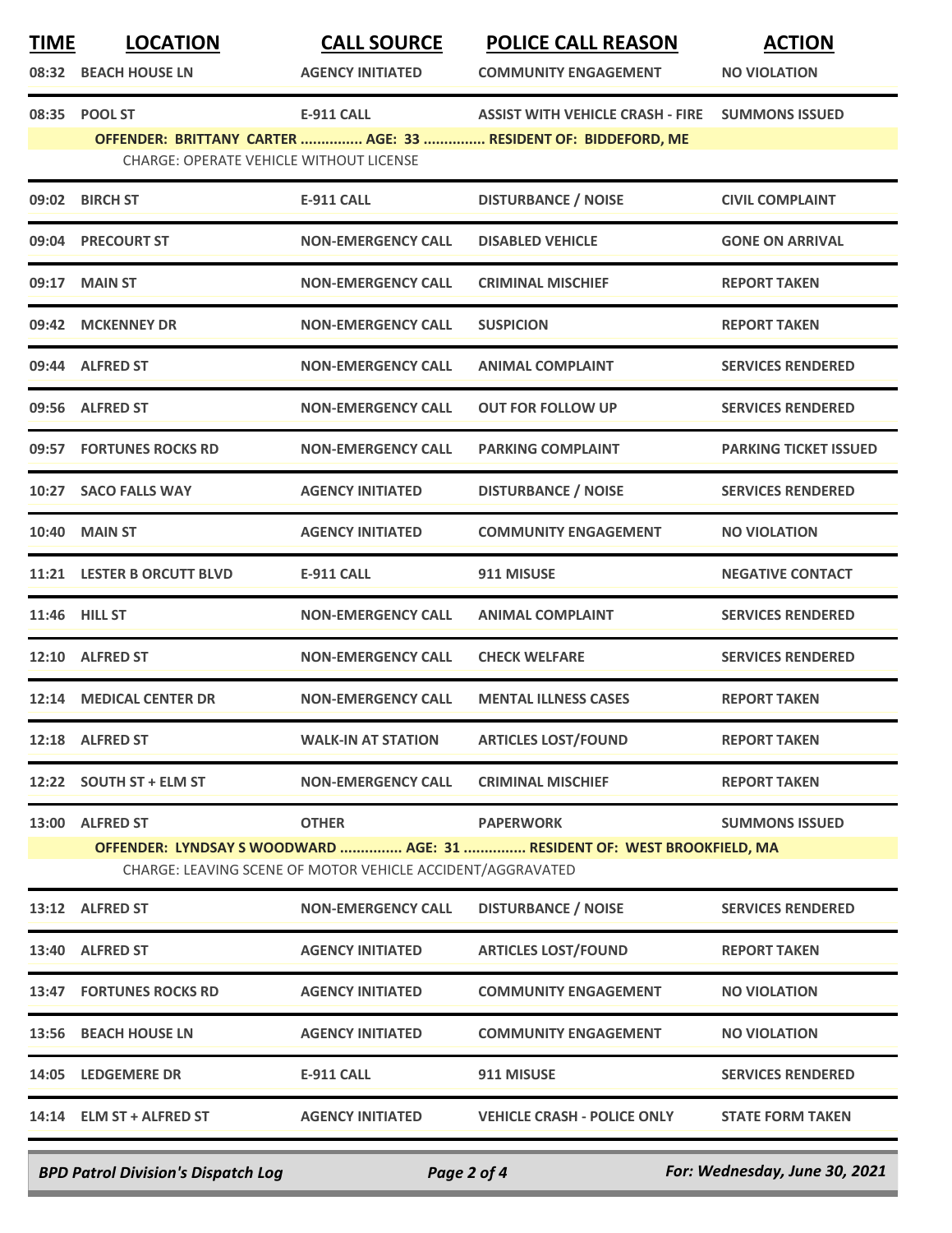| TIME | LOCATION | CALL SOURCE | POLICE CALL REASON | ACTION |
|---|---|---|---|---|
| 08:32 | BEACH HOUSE LN | AGENCY INITIATED | COMMUNITY ENGAGEMENT | NO VIOLATION |
| 08:35 | POOL ST | E-911 CALL | ASSIST WITH VEHICLE CRASH - FIRE | SUMMONS ISSUED |
| | OFFENDER: BRITTANY CARTER ............... AGE: 33 ............... RESIDENT OF: BIDDEFORD, ME | | | |
| | CHARGE: OPERATE VEHICLE WITHOUT LICENSE | | | |
| 09:02 | BIRCH ST | E-911 CALL | DISTURBANCE / NOISE | CIVIL COMPLAINT |
| 09:04 | PRECOURT ST | NON-EMERGENCY CALL | DISABLED VEHICLE | GONE ON ARRIVAL |
| 09:17 | MAIN ST | NON-EMERGENCY CALL | CRIMINAL MISCHIEF | REPORT TAKEN |
| 09:42 | MCKENNEY DR | NON-EMERGENCY CALL | SUSPICION | REPORT TAKEN |
| 09:44 | ALFRED ST | NON-EMERGENCY CALL | ANIMAL COMPLAINT | SERVICES RENDERED |
| 09:56 | ALFRED ST | NON-EMERGENCY CALL | OUT FOR FOLLOW UP | SERVICES RENDERED |
| 09:57 | FORTUNES ROCKS RD | NON-EMERGENCY CALL | PARKING COMPLAINT | PARKING TICKET ISSUED |
| 10:27 | SACO FALLS WAY | AGENCY INITIATED | DISTURBANCE / NOISE | SERVICES RENDERED |
| 10:40 | MAIN ST | AGENCY INITIATED | COMMUNITY ENGAGEMENT | NO VIOLATION |
| 11:21 | LESTER B ORCUTT BLVD | E-911 CALL | 911 MISUSE | NEGATIVE CONTACT |
| 11:46 | HILL ST | NON-EMERGENCY CALL | ANIMAL COMPLAINT | SERVICES RENDERED |
| 12:10 | ALFRED ST | NON-EMERGENCY CALL | CHECK WELFARE | SERVICES RENDERED |
| 12:14 | MEDICAL CENTER DR | NON-EMERGENCY CALL | MENTAL ILLNESS CASES | REPORT TAKEN |
| 12:18 | ALFRED ST | WALK-IN AT STATION | ARTICLES LOST/FOUND | REPORT TAKEN |
| 12:22 | SOUTH ST + ELM ST | NON-EMERGENCY CALL | CRIMINAL MISCHIEF | REPORT TAKEN |
| 13:00 | ALFRED ST | OTHER | PAPERWORK | SUMMONS ISSUED |
| | OFFENDER: LYNDSAY S WOODWARD ............... AGE: 31 ............... RESIDENT OF: WEST BROOKFIELD, MA | | | |
| | CHARGE: LEAVING SCENE OF MOTOR VEHICLE ACCIDENT/AGGRAVATED | | | |
| 13:12 | ALFRED ST | NON-EMERGENCY CALL | DISTURBANCE / NOISE | SERVICES RENDERED |
| 13:40 | ALFRED ST | AGENCY INITIATED | ARTICLES LOST/FOUND | REPORT TAKEN |
| 13:47 | FORTUNES ROCKS RD | AGENCY INITIATED | COMMUNITY ENGAGEMENT | NO VIOLATION |
| 13:56 | BEACH HOUSE LN | AGENCY INITIATED | COMMUNITY ENGAGEMENT | NO VIOLATION |
| 14:05 | LEDGEMERE DR | E-911 CALL | 911 MISUSE | SERVICES RENDERED |
| 14:14 | ELM ST + ALFRED ST | AGENCY INITIATED | VEHICLE CRASH - POLICE ONLY | STATE FORM TAKEN |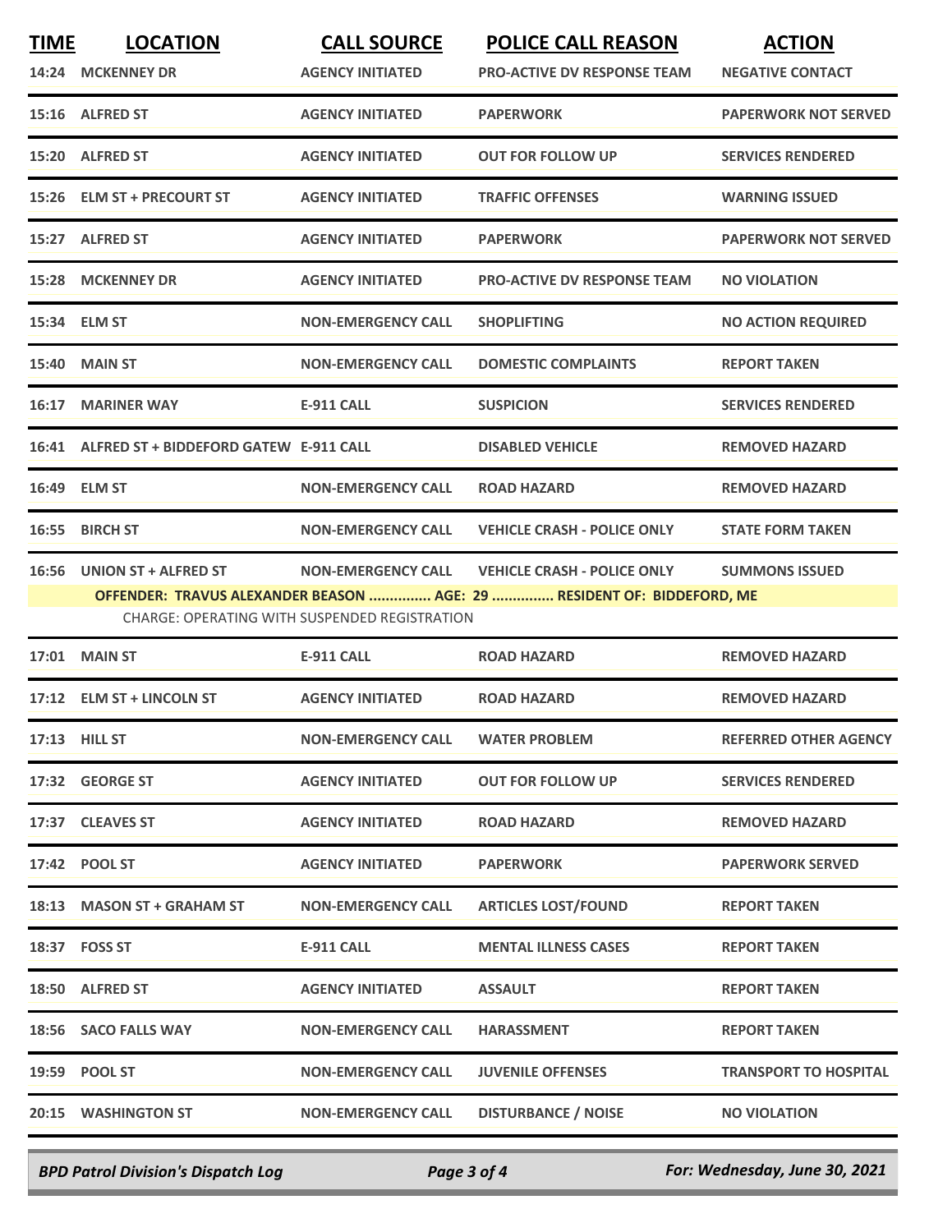| TIME | LOCATION | CALL SOURCE | POLICE CALL REASON | ACTION |
|---|---|---|---|---|
| 14:24 | MCKENNEY DR | AGENCY INITIATED | PRO-ACTIVE DV RESPONSE TEAM | NEGATIVE CONTACT |
| 15:16 | ALFRED ST | AGENCY INITIATED | PAPERWORK | PAPERWORK NOT SERVED |
| 15:20 | ALFRED ST | AGENCY INITIATED | OUT FOR FOLLOW UP | SERVICES RENDERED |
| 15:26 | ELM ST + PRECOURT ST | AGENCY INITIATED | TRAFFIC OFFENSES | WARNING ISSUED |
| 15:27 | ALFRED ST | AGENCY INITIATED | PAPERWORK | PAPERWORK NOT SERVED |
| 15:28 | MCKENNEY DR | AGENCY INITIATED | PRO-ACTIVE DV RESPONSE TEAM | NO VIOLATION |
| 15:34 | ELM ST | NON-EMERGENCY CALL | SHOPLIFTING | NO ACTION REQUIRED |
| 15:40 | MAIN ST | NON-EMERGENCY CALL | DOMESTIC COMPLAINTS | REPORT TAKEN |
| 16:17 | MARINER WAY | E-911 CALL | SUSPICION | SERVICES RENDERED |
| 16:41 | ALFRED ST + BIDDEFORD GATEW | E-911 CALL | DISABLED VEHICLE | REMOVED HAZARD |
| 16:49 | ELM ST | NON-EMERGENCY CALL | ROAD HAZARD | REMOVED HAZARD |
| 16:55 | BIRCH ST | NON-EMERGENCY CALL | VEHICLE CRASH - POLICE ONLY | STATE FORM TAKEN |
| 16:56 | UNION ST + ALFRED ST | NON-EMERGENCY CALL | VEHICLE CRASH - POLICE ONLY | SUMMONS ISSUED |
| | OFFENDER: TRAVUS ALEXANDER BEASON ............... AGE: 29 ............... RESIDENT OF: BIDDEFORD, ME | | | |
| | CHARGE: OPERATING WITH SUSPENDED REGISTRATION | | | |
| 17:01 | MAIN ST | E-911 CALL | ROAD HAZARD | REMOVED HAZARD |
| 17:12 | ELM ST + LINCOLN ST | AGENCY INITIATED | ROAD HAZARD | REMOVED HAZARD |
| 17:13 | HILL ST | NON-EMERGENCY CALL | WATER PROBLEM | REFERRED OTHER AGENCY |
| 17:32 | GEORGE ST | AGENCY INITIATED | OUT FOR FOLLOW UP | SERVICES RENDERED |
| 17:37 | CLEAVES ST | AGENCY INITIATED | ROAD HAZARD | REMOVED HAZARD |
| 17:42 | POOL ST | AGENCY INITIATED | PAPERWORK | PAPERWORK SERVED |
| 18:13 | MASON ST + GRAHAM ST | NON-EMERGENCY CALL | ARTICLES LOST/FOUND | REPORT TAKEN |
| 18:37 | FOSS ST | E-911 CALL | MENTAL ILLNESS CASES | REPORT TAKEN |
| 18:50 | ALFRED ST | AGENCY INITIATED | ASSAULT | REPORT TAKEN |
| 18:56 | SACO FALLS WAY | NON-EMERGENCY CALL | HARASSMENT | REPORT TAKEN |
| 19:59 | POOL ST | NON-EMERGENCY CALL | JUVENILE OFFENSES | TRANSPORT TO HOSPITAL |
| 20:15 | WASHINGTON ST | NON-EMERGENCY CALL | DISTURBANCE / NOISE | NO VIOLATION |

*BPD Patrol Division's Dispatch Log* — *For: Wednesday, June 30, 2021*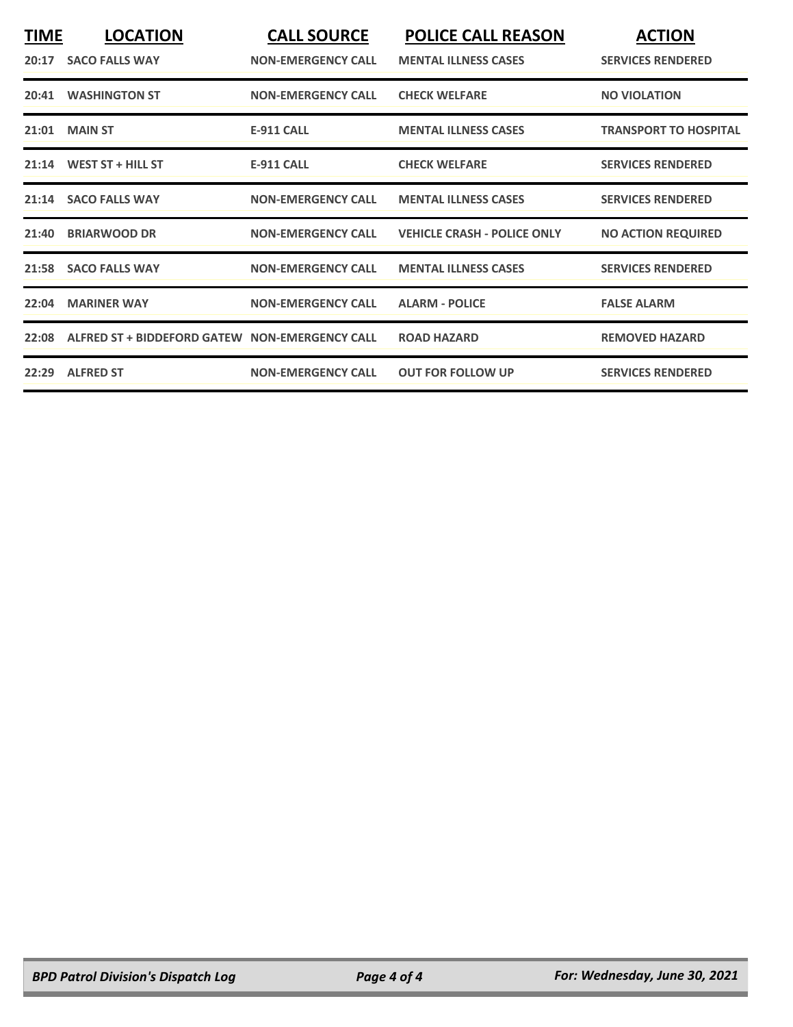| TIME | LOCATION | CALL SOURCE | POLICE CALL REASON | ACTION |
|---|---|---|---|---|
| 20:17 | SACO FALLS WAY | NON-EMERGENCY CALL | MENTAL ILLNESS CASES | SERVICES RENDERED |
| 20:41 | WASHINGTON ST | NON-EMERGENCY CALL | CHECK WELFARE | NO VIOLATION |
| 21:01 | MAIN ST | E-911 CALL | MENTAL ILLNESS CASES | TRANSPORT TO HOSPITAL |
| 21:14 | WEST ST + HILL ST | E-911 CALL | CHECK WELFARE | SERVICES RENDERED |
| 21:14 | SACO FALLS WAY | NON-EMERGENCY CALL | MENTAL ILLNESS CASES | SERVICES RENDERED |
| 21:40 | BRIARWOOD DR | NON-EMERGENCY CALL | VEHICLE CRASH - POLICE ONLY | NO ACTION REQUIRED |
| 21:58 | SACO FALLS WAY | NON-EMERGENCY CALL | MENTAL ILLNESS CASES | SERVICES RENDERED |
| 22:04 | MARINER WAY | NON-EMERGENCY CALL | ALARM - POLICE | FALSE ALARM |
| 22:08 | ALFRED ST + BIDDEFORD GATEW | NON-EMERGENCY CALL | ROAD HAZARD | REMOVED HAZARD |
| 22:29 | ALFRED ST | NON-EMERGENCY CALL | OUT FOR FOLLOW UP | SERVICES RENDERED |